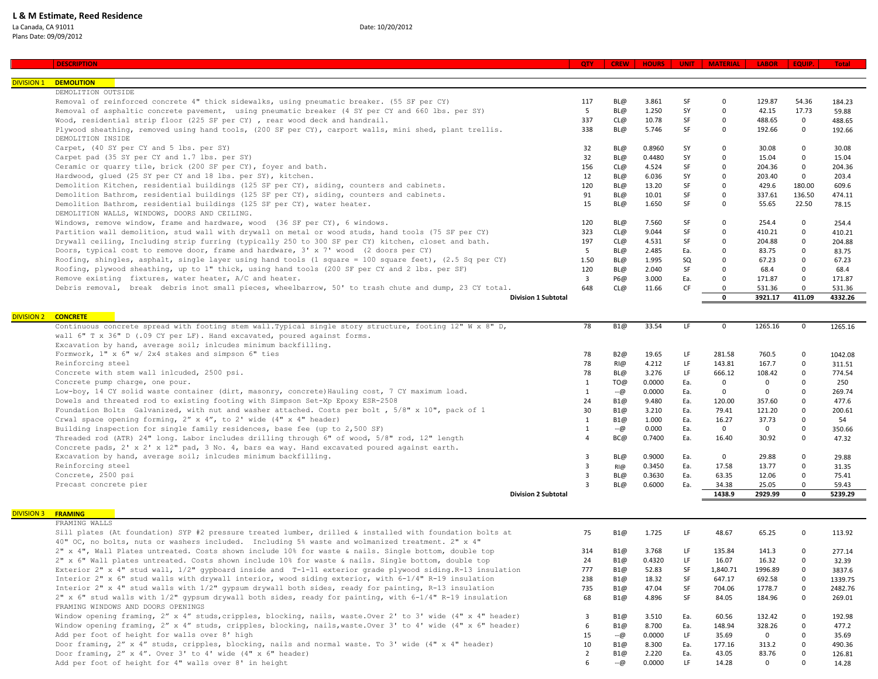# L & M Estimate, Reed Residence

La Canada, CA 91011

Plans Date: 09/09/2012

Date: 10/20/2012

| | DESCRIPTION | QTY | CREW | HOURS | UNIT | MATERIAL | LABOR | EQUIP. | Total |
|---|---|---|---|---|---|---|---|---|---|
| DIVISION 1 | **DEMOLITION** | | | | | | | | |
| | DEMOLITION OUTSIDE | | | | | | | | |
| | Removal of reinforced concrete 4" thick sidewalks, using pneumatic breaker. (55 SF per CY) | 117 | BL@ | 3.861 | SF | 0 | 129.87 | 54.36 | 184.23 |
| | Removal of asphaltic concrete pavement, using pneumatic breaker (4 SY per CY and 660 lbs. per SY) | 5 | BL@ | 1.250 | SY | 0 | 42.15 | 17.73 | 59.88 |
| | Wood, residential strip floor (225 SF per CY) , rear wood deck and handrail. | 337 | CL@ | 10.78 | SF | 0 | 488.65 | 0 | 488.65 |
| | Plywood sheathing, removed using hand tools, (200 SF per CY), carport walls, mini shed, plant trellis. | 338 | BL@ | 5.746 | SF | 0 | 192.66 | 0 | 192.66 |
| | DEMOLITION INSIDE | | | | | | | | |
| | Carpet, (40 SY per CY and 5 lbs. per SY) | 32 | BL@ | 0.8960 | SY | 0 | 30.08 | 0 | 30.08 |
| | Carpet pad (35 SY per CY and 1.7 lbs. per SY) | 32 | BL@ | 0.4480 | SY | 0 | 15.04 | 0 | 15.04 |
| | Ceramic or quarry tile, brick (200 SF per CY), foyer and bath. | 156 | CL@ | 4.524 | SF | 0 | 204.36 | 0 | 204.36 |
| | Hardwood, glued (25 SY per CY and 18 lbs. per SY), kitchen. | 12 | BL@ | 6.036 | SY | 0 | 203.40 | 0 | 203.4 |
| | Demolition Kitchen, residential buildings (125 SF per CY), siding, counters and cabinets. | 120 | BL@ | 13.20 | SF | 0 | 429.6 | 180.00 | 609.6 |
| | Demolition Bathrom, residential buildings (125 SF per CY), siding, counters and cabinets. | 91 | BL@ | 10.01 | SF | 0 | 337.61 | 136.50 | 474.11 |
| | Demolition Bathrom, residential buildings (125 SF per CY), water heater. | 15 | BL@ | 1.650 | SF | 0 | 55.65 | 22.50 | 78.15 |
| | DEMOLITION WALLS, WINDOWS, DOORS AND CEILING. | | | | | | | | |
| | Windows, remove window, frame and hardware, wood (36 SF per CY), 6 windows. | 120 | BL@ | 7.560 | SF | 0 | 254.4 | 0 | 254.4 |
| | Partition wall demolition, stud wall with drywall on metal or wood studs, hand tools (75 SF per CY) | 323 | CL@ | 9.044 | SF | 0 | 410.21 | 0 | 410.21 |
| | Drywall ceiling, Including strip furring (typically 250 to 300 SF per CY) kitchen, closet and bath. | 197 | CL@ | 4.531 | SF | 0 | 204.88 | 0 | 204.88 |
| | Doors, typical cost to remove door, frame and hardware, 3' x 7' wood (2 doors per CY) | 5 | BL@ | 2.485 | Ea. | 0 | 83.75 | 0 | 83.75 |
| | Roofing, shingles, asphalt, single layer using hand tools (1 square = 100 square feet), (2.5 Sq per CY) | 1.50 | BL@ | 1.995 | SQ | 0 | 67.23 | 0 | 67.23 |
| | Roofing, plywood sheathing, up to 1" thick, using hand tools (200 SF per CY and 2 lbs. per SF) | 120 | BL@ | 2.040 | SF | 0 | 68.4 | 0 | 68.4 |
| | Remove existing fixtures, water heater, A/C and heater. | 3 | P6@ | 3.000 | Ea. | 0 | 171.87 | 0 | 171.87 |
| | Debris removal, break debris inot small pieces, wheelbarrow, 50' to trash chute and dump, 23 CY total. | 648 | CL@ | 11.66 | CF | 0 | 531.36 | 0 | 531.36 |
| | **Division 1 Subtotal** | | | | | **0** | **3921.17** | **411.09** | **4332.26** |
| DIVISION 2 | **CONCRETE** | | | | | | | | |
| | Continuous concrete spread with footing stem wall.Typical single story structure, footing 12" W x 8" D, wall 6" T x 36" D (.09 CY per LF). Hand excavated, poured against forms. | 78 | B1@ | 33.54 | LF | 0 | 1265.16 | 0 | 1265.16 |
| | Excavation by hand, average soil; inlcudes minimum backfilling. | | | | | | | | |
| | Formwork, 1" x 6" w/ 2x4 stakes and simpson 6" ties | 78 | B2@ | 19.65 | LF | 281.58 | 760.5 | 0 | 1042.08 |
| | Reinforcing steel | 78 | RI@ | 4.212 | LF | 143.81 | 167.7 | 0 | 311.51 |
| | Concrete with stem wall inlcuded, 2500 psi. | 78 | BL@ | 3.276 | LF | 666.12 | 108.42 | 0 | 774.54 |
| | Concrete pump charge, one pour. | 1 | TO@ | 0.0000 | Ea. | 0 | 0 | 0 | 250 |
| | Low-boy, 14 CY solid waste container (dirt, masonry, concrete)Hauling cost, 7 CY maximum load. | 1 | --@ | 0.0000 | Ea. | 0 | 0 | 0 | 269.74 |
| | Dowels and threated rod to existing footing with Simpson Set-Xp Epoxy ESR-2508 | 24 | B1@ | 9.480 | Ea. | 120.00 | 357.60 | 0 | 477.6 |
| | Foundation Bolts Galvanized, with nut and washer attached. Costs per bolt , 5/8" x 10", pack of 1 | 30 | B1@ | 3.210 | Ea. | 79.41 | 121.20 | 0 | 200.61 |
| | Crwal space opening forming, 2" x 4", to 2' wide (4" x 4" header) | 1 | B1@ | 1.000 | Ea. | 16.27 | 37.73 | 0 | 54 |
| | Building inspection for single family residences, base fee (up to 2,500 SF) | 1 | --@ | 0.000 | Ea. | 0 | 0 | 0 | 350.66 |
| | Threaded rod (ATR) 24" long. Labor includes drilling through 6" of wood, 5/8" rod, 12" length | 4 | BC@ | 0.7400 | Ea. | 16.40 | 30.92 | 0 | 47.32 |
| | Concrete pads, 2' x 2' x 12" pad, 3 No. 4, bars ea way. Hand excavated poured against earth. | | | | | | | | |
| | Excavation by hand, average soil; inlcudes minimum backfilling. | 3 | BL@ | 0.9000 | Ea. | 0 | 29.88 | 0 | 29.88 |
| | Reinforcing steel | 3 | RI@ | 0.3450 | Ea. | 17.58 | 13.77 | 0 | 31.35 |
| | Concrete, 2500 psi | 3 | BL@ | 0.3630 | Ea. | 63.35 | 12.06 | 0 | 75.41 |
| | Precast concrete pier | 3 | BL@ | 0.6000 | Ea. | 34.38 | 25.05 | 0 | 59.43 |
| | **Division 2 Subtotal** | | | | | **1438.9** | **2929.99** | **0** | **5239.29** |
| DIVISION 3 | **FRAMING** | | | | | | | | |
| | FRAMING WALLS | | | | | | | | |
| | Sill plates (At foundation) SYP #2 pressure treated lumber, drilled & installed with foundation bolts at 40" OC, no bolts, nuts or washers included. Including 5% waste and wolmanized treatment. 2" x 4" | 75 | B1@ | 1.725 | LF | 48.67 | 65.25 | 0 | 113.92 |
| | 2" x 4", Wall Plates untreated. Costs shown include 10% for waste & nails. Single bottom, double top | 314 | B1@ | 3.768 | LF | 135.84 | 141.3 | 0 | 277.14 |
| | 2" x 6" Wall plates untreated. Costs shown include 10% for waste & nails. Single bottom, double top | 24 | B1@ | 0.4320 | LF | 16.07 | 16.32 | 0 | 32.39 |
| | Exterior 2" x 4" stud wall, 1/2" gypboard inside and T-1-11 exterior grade plywood siding.R-13 insulation | 777 | B1@ | 52.83 | SF | 1,840.71 | 1996.89 | 0 | 3837.6 |
| | Interior 2" x 6" stud walls with drywall interior, wood siding exterior, with 6-1/4" R-19 insulation | 238 | B1@ | 18.32 | SF | 647.17 | 692.58 | 0 | 1339.75 |
| | Interior 2" x 4" stud walls with 1/2" gypsum drywall both sides, ready for painting, R-13 insulation | 735 | B1@ | 47.04 | SF | 704.06 | 1778.7 | 0 | 2482.76 |
| | 2" x 6" stud walls with 1/2" gypsum drywall both sides, ready for painting, with 6-1/4" R-19 insulation | 68 | B1@ | 4.896 | SF | 84.05 | 184.96 | 0 | 269.01 |
| | FRAMING WINDOWS AND DOORS OPENINGS | | | | | | | | |
| | Window opening framing, 2" x 4" studs,cripples, blocking, nails, waste.Over 2' to 3' wide (4" x 4" header) | 3 | B1@ | 3.510 | Ea. | 60.56 | 132.42 | 0 | 192.98 |
| | Window opening framing, 2" x 4" studs, cripples, blocking, nails,waste.Over 3' to 4' wide (4" x 6" header) | 6 | B1@ | 8.700 | Ea. | 148.94 | 328.26 | 0 | 477.2 |
| | Add per foot of height for walls over 8' high | 15 | --@ | 0.0000 | LF | 35.69 | 0 | 0 | 35.69 |
| | Door framing, 2" x 4" studs, cripples, blocking, nails and normal waste. To 3' wide (4" x 4" header) | 10 | B1@ | 8.300 | Ea. | 177.16 | 313.2 | 0 | 490.36 |
| | Door framing, 2" x 4". Over 3' to 4' wide (4" x 6" header) | 2 | B1@ | 2.220 | Ea. | 43.05 | 83.76 | 0 | 126.81 |
| | Add per foot of height for 4" walls over 8' in height | 6 | --@ | 0.0000 | LF | 14.28 | 0 | 0 | 14.28 |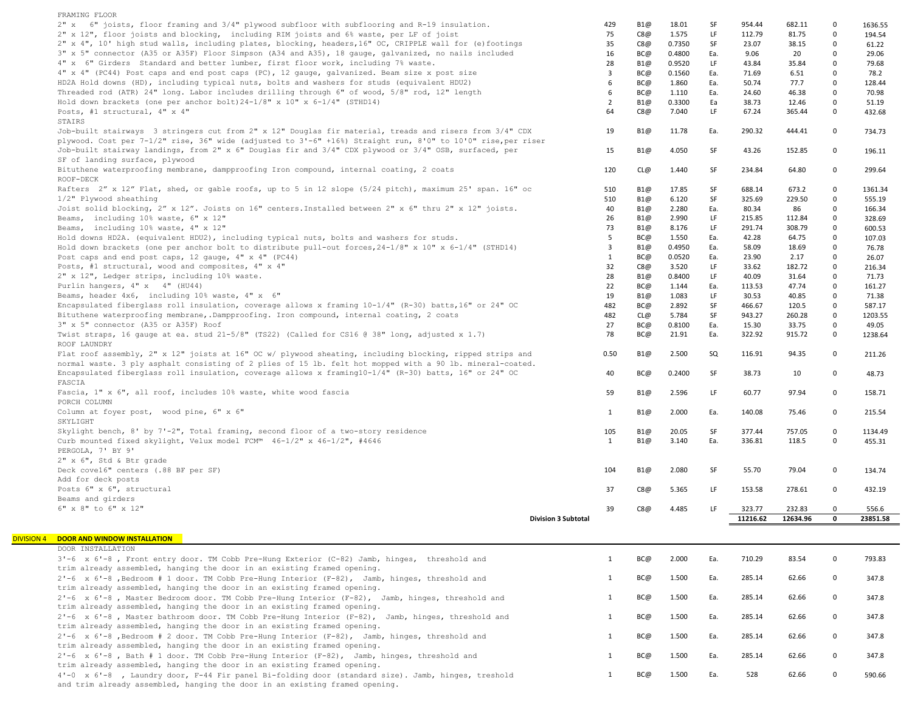| Description | Qty | Crew | Hours | Unit | Material | Labor | Equipment | Total |
|---|---|---|---|---|---|---|---|---|
| FRAMING FLOOR | | | | | | | | |
| 2" x 6" joists, floor framing and 3/4" plywood subfloor with subflooring and R-19 insulation. | 429 | B1@ | 18.01 | SF | 954.44 | 682.11 | 0 | 1636.55 |
| 2" x 12", floor joists and blocking, including RIM joists and 6% waste, per LF of joist | 75 | C8@ | 1.575 | LF | 112.79 | 81.75 | 0 | 194.54 |
| 2" x 4", 10' high stud walls, including plates, blocking, headers,16" OC, CRIPPLE wall for (e)footings | 35 | C8@ | 0.7350 | SF | 23.07 | 38.15 | 0 | 61.22 |
| 3" x 5" connector (A35 or A35F) Floor Simpson (A34 and A35), 18 gauge, galvanized, no nails included | 16 | BC@ | 0.4800 | Ea. | 9.06 | 20 | 0 | 29.06 |
| 4" x 6" Girders Standard and better lumber, first floor work, including 7% waste. | 28 | B1@ | 0.9520 | LF | 43.84 | 35.84 | 0 | 79.68 |
| 4" x 4" (PC44) Post caps and end post caps (PC), 12 gauge, galvanized. Beam size x post size | 3 | BC@ | 0.1560 | Ea. | 71.69 | 6.51 | 0 | 78.2 |
| HD2A Hold downs (HD), including typical nuts, bolts and washers for studs (equivalent HDU2) | 6 | BC@ | 1.860 | Ea. | 50.74 | 77.7 | 0 | 128.44 |
| Threaded rod (ATR) 24" long. Labor includes drilling through 6" of wood, 5/8" rod, 12" length | 6 | BC@ | 1.110 | Ea. | 24.60 | 46.38 | 0 | 70.98 |
| Hold down brackets (one per anchor bolt)24-1/8" x 10" x 6-1/4" (STHD14) | 2 | B1@ | 0.3300 | Ea | 38.73 | 12.46 | 0 | 51.19 |
| Posts, #1 structural, 4" x 4" | 64 | C8@ | 7.040 | LF | 67.24 | 365.44 | 0 | 432.68 |
| STAIRS | | | | | | | | |
| Job-built stairways 3 stringers cut from 2" x 12" Douglas fir material, treads and risers from 3/4" CDX plywood. Cost per 7-1/2" rise, 36" wide (adjusted to 3'-6" +16%) Straight run, 8'0" to 10'0" rise,per riser | 19 | B1@ | 11.78 | Ea. | 290.32 | 444.41 | 0 | 734.73 |
| Job-built stairway landings, from 2" x 6" Douglas fir and 3/4" CDX plywood or 3/4" OSB, surfaced, per SF of landing surface, plywood | 15 | B1@ | 4.050 | SF | 43.26 | 152.85 | 0 | 196.11 |
| Bituthene waterproofing membrane, dampproofing Iron compound, internal coating, 2 coats | 120 | CL@ | 1.440 | SF | 234.84 | 64.80 | 0 | 299.64 |
| ROOF-DECK | | | | | | | | |
| Rafters 2" x 12" Flat, shed, or gable roofs, up to 5 in 12 slope (5/24 pitch), maximum 25' span. 16" oc | 510 | B1@ | 17.85 | SF | 688.14 | 673.2 | 0 | 1361.34 |
| 1/2" Plywood sheathing | 510 | B1@ | 6.120 | SF | 325.69 | 229.50 | 0 | 555.19 |
| Joist solid blocking, 2" x 12". Joists on 16" centers.Installed between 2" x 6" thru 2" x 12" joists. | 40 | B1@ | 2.280 | Ea. | 80.34 | 86 | 0 | 166.34 |
| Beams, including 10% waste, 6" x 12" | 26 | B1@ | 2.990 | LF | 215.85 | 112.84 | 0 | 328.69 |
| Beams, including 10% waste, 4" x 12" | 73 | B1@ | 8.176 | LF | 291.74 | 308.79 | 0 | 600.53 |
| Hold downs HD2A. (equivalent HDU2), including typical nuts, bolts and washers for studs. | 5 | BC@ | 1.550 | Ea. | 42.28 | 64.75 | 0 | 107.03 |
| Hold down brackets (one per anchor bolt to distribute pull-out forces,24-1/8" x 10" x 6-1/4" (STHD14) | 3 | B1@ | 0.4950 | Ea. | 58.09 | 18.69 | 0 | 76.78 |
| Post caps and end post caps, 12 gauge, 4" x 4" (PC44) | 1 | BC@ | 0.0520 | Ea. | 23.90 | 2.17 | 0 | 26.07 |
| Posts, #1 structural, wood and composites, 4" x 4" | 32 | C8@ | 3.520 | LF | 33.62 | 182.72 | 0 | 216.34 |
| 2" x 12", Ledger strips, including 10% waste. | 28 | B1@ | 0.8400 | LF | 40.09 | 31.64 | 0 | 71.73 |
| Purlin hangers, 4" x 4" (HU44) | 22 | BC@ | 1.144 | Ea. | 113.53 | 47.74 | 0 | 161.27 |
| Beams, header 4x6, including 10% waste, 4" x 6" | 19 | B1@ | 1.083 | LF | 30.53 | 40.85 | 0 | 71.38 |
| Encapsulated fiberglass roll insulation, coverage allows x framing 10-1/4" (R-30) batts,16" or 24" OC | 482 | BC@ | 2.892 | SF | 466.67 | 120.5 | 0 | 587.17 |
| Bituthene waterproofing membrane,.Dampproofing. Iron compound, internal coating, 2 coats | 482 | CL@ | 5.784 | SF | 943.27 | 260.28 | 0 | 1203.55 |
| 3" x 5" connector (A35 or A35F) Roof | 27 | BC@ | 0.8100 | Ea. | 15.30 | 33.75 | 0 | 49.05 |
| Twist straps, 16 gauge at ea. stud 21-5/8" (TS22) (Called for CS16 @ 38" long, adjusted x 1.7) | 78 | BC@ | 21.91 | Ea. | 322.92 | 915.72 | 0 | 1238.64 |
| ROOF LAUNDRY | | | | | | | | |
| Flat roof assembly, 2" x 12" joists at 16" OC w/ plywood sheating, including blocking, ripped strips and normal waste. 3 ply asphalt consisting of 2 plies of 15 lb. felt hot mopped with a 90 lb. mineral-coated. | 0.50 | B1@ | 2.500 | SQ | 116.91 | 94.35 | 0 | 211.26 |
| Encapsulated fiberglass roll insulation, coverage allows x framing10-1/4" (R-30) batts, 16" or 24" OC | 40 | BC@ | 0.2400 | SF | 38.73 | 10 | 0 | 48.73 |
| FASCIA | | | | | | | | |
| Fascia, 1" x 6", all roof, includes 10% waste, white wood fascia | 59 | B1@ | 2.596 | LF | 60.77 | 97.94 | 0 | 158.71 |
| PORCH COLUMN | | | | | | | | |
| Column at foyer post, wood pine, 6" x 6" | 1 | B1@ | 2.000 | Ea. | 140.08 | 75.46 | 0 | 215.54 |
| SKYLIGHT | | | | | | | | |
| Skylight bench, 8' by 7'-2", Total framing, second floor of a two-story residence | 105 | B1@ | 20.05 | SF | 377.44 | 757.05 | 0 | 1134.49 |
| Curb mounted fixed skylight, Velux model FCM™ 46-1/2" x 46-1/2", #4646 | 1 | B1@ | 3.140 | Ea. | 336.81 | 118.5 | 0 | 455.31 |
| PERGOLA, 7' BY 9' | | | | | | | | |
| 2" x 6", Std & Btr grade | | | | | | | | |
| Deck cove16" centers (.88 BF per SF) | 104 | B1@ | 2.080 | SF | 55.70 | 79.04 | 0 | 134.74 |
| Add for deck posts | | | | | | | | |
| Posts 6" x 6", structural | 37 | C8@ | 5.365 | LF | 153.58 | 278.61 | 0 | 432.19 |
| Beams and girders | | | | | | | | |
| 6" x 8" to 6" x 12" | 39 | C8@ | 4.485 | LF | 323.77 | 232.83 | 0 | 556.6 |
| **Division 3 Subtotal** | | | | | **11216.62** | **12634.96** | **0** | **23851.58** |

## DIVISION 4 DOOR AND WINDOW INSTALLATION

| Description | Qty | Crew | Hours | Unit | Material | Labor | Equipment | Total |
|---|---|---|---|---|---|---|---|---|
| DOOR INSTALLATION | | | | | | | | |
| 3'-6 x 6'-8 , Front entry door. TM Cobb Pre-Hung Exterior (C-82) Jamb, hinges, threshold and trim already assembled, hanging the door in an existing framed opening. | 1 | BC@ | 2.000 | Ea. | 710.29 | 83.54 | 0 | 793.83 |
| 2'-6 x 6'-8 ,Bedroom # 1 door. TM Cobb Pre-Hung Interior (F-82), Jamb, hinges, threshold and trim already assembled, hanging the door in an existing framed opening. | 1 | BC@ | 1.500 | Ea. | 285.14 | 62.66 | 0 | 347.8 |
| 2'-6 x 6'-8 , Master Bedroom door. TM Cobb Pre-Hung Interior (F-82), Jamb, hinges, threshold and trim already assembled, hanging the door in an existing framed opening. | 1 | BC@ | 1.500 | Ea. | 285.14 | 62.66 | 0 | 347.8 |
| 2'-6 x 6'-8 , Master bathroom door. TM Cobb Pre-Hung Interior (F-82), Jamb, hinges, threshold and trim already assembled, hanging the door in an existing framed opening. | 1 | BC@ | 1.500 | Ea. | 285.14 | 62.66 | 0 | 347.8 |
| 2'-6 x 6'-8 ,Bedroom # 2 door. TM Cobb Pre-Hung Interior (F-82), Jamb, hinges, threshold and trim already assembled, hanging the door in an existing framed opening. | 1 | BC@ | 1.500 | Ea. | 285.14 | 62.66 | 0 | 347.8 |
| 2'-6 x 6'-8 , Bath # 1 door. TM Cobb Pre-Hung Interior (F-82), Jamb, hinges, threshold and trim already assembled, hanging the door in an existing framed opening. | 1 | BC@ | 1.500 | Ea. | 285.14 | 62.66 | 0 | 347.8 |
| 4'-0 x 6'-8 , Laundry door, F-44 Fir panel Bi-folding door (standard size). Jamb, hinges, treshold and trim already assembled, hanging the door in an existing framed opening. | 1 | BC@ | 1.500 | Ea. | 528 | 62.66 | 0 | 590.66 |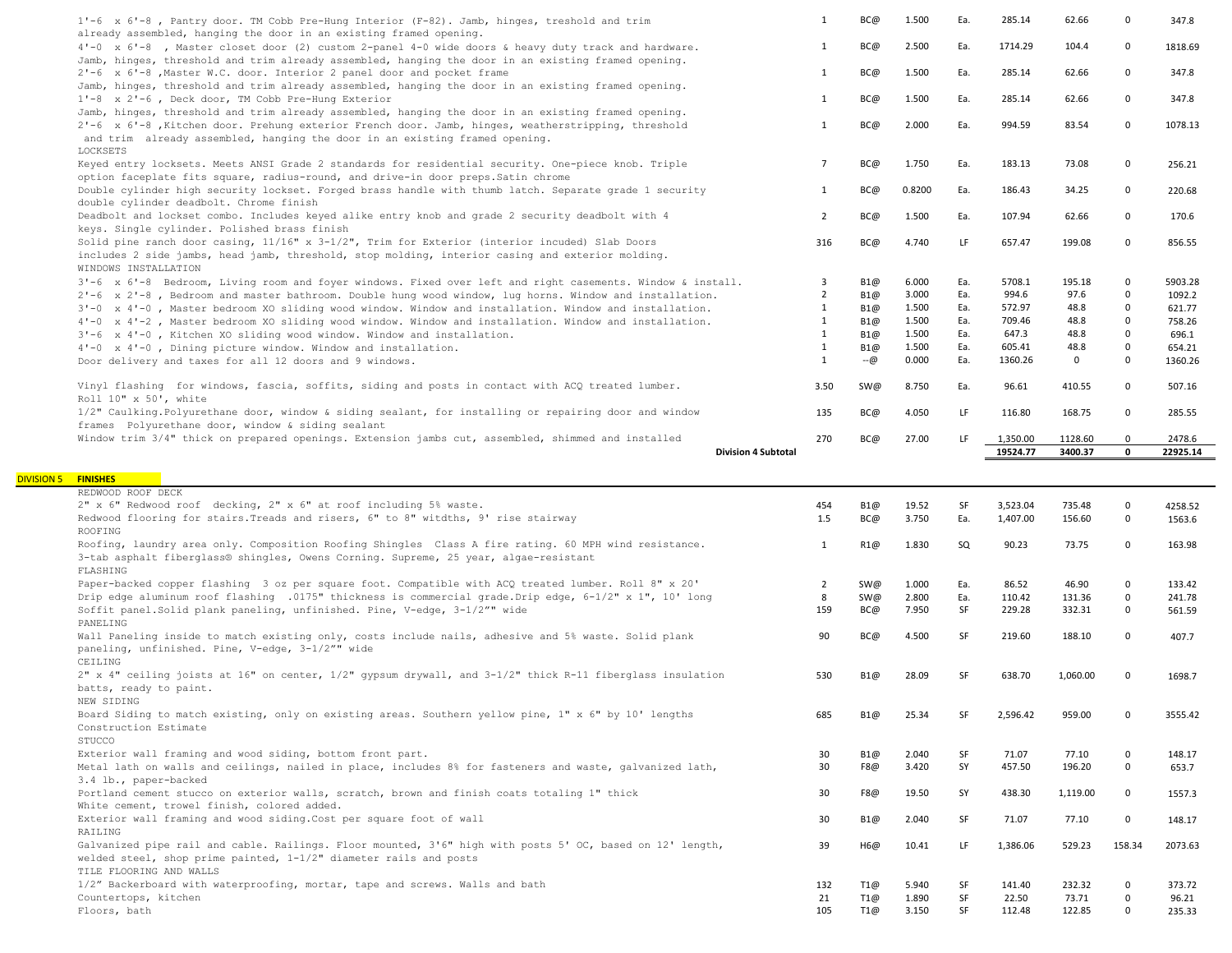| Description | Qty | Crew | Hours | Unit | Material | Labor | Equipment | Total |
|---|---|---|---|---|---|---|---|---|
| 1'-6 x 6'-8 , Pantry door. TM Cobb Pre-Hung Interior (F-82). Jamb, hinges, treshold and trim already assembled, hanging the door in an existing framed opening. | 1 | BC@ | 1.500 | Ea. | 285.14 | 62.66 | 0 | 347.8 |
| 4'-0 x 6'-8 , Master closet door (2) custom 2-panel 4-0 wide doors & heavy duty track and hardware. Jamb, hinges, threshold and trim already assembled, hanging the door in an existing framed opening. | 1 | BC@ | 2.500 | Ea. | 1714.29 | 104.4 | 0 | 1818.69 |
| 2'-6 x 6'-8 ,Master W.C. door. Interior 2 panel door and pocket frame Jamb, hinges, threshold and trim already assembled, hanging the door in an existing framed opening. | 1 | BC@ | 1.500 | Ea. | 285.14 | 62.66 | 0 | 347.8 |
| 1'-8 x 2'-6 , Deck door, TM Cobb Pre-Hung Exterior Jamb, hinges, threshold and trim already assembled, hanging the door in an existing framed opening. | 1 | BC@ | 1.500 | Ea. | 285.14 | 62.66 | 0 | 347.8 |
| 2'-6 x 6'-8 ,Kitchen door. Prehung exterior French door. Jamb, hinges, weatherstripping, threshold and trim already assembled, hanging the door in an existing framed opening. | 1 | BC@ | 2.000 | Ea. | 994.59 | 83.54 | 0 | 1078.13 |
| LOCKSETS | | | | | | | | |
| Keyed entry locksets. Meets ANSI Grade 2 standards for residential security. One-piece knob. Triple option faceplate fits square, radius-round, and drive-in door preps.Satin chrome | 7 | BC@ | 1.750 | Ea. | 183.13 | 73.08 | 0 | 256.21 |
| Double cylinder high security lockset. Forged brass handle with thumb latch. Separate grade 1 security double cylinder deadbolt. Chrome finish | 1 | BC@ | 0.8200 | Ea. | 186.43 | 34.25 | 0 | 220.68 |
| Deadbolt and lockset combo. Includes keyed alike entry knob and grade 2 security deadbolt with 4 keys. Single cylinder. Polished brass finish | 2 | BC@ | 1.500 | Ea. | 107.94 | 62.66 | 0 | 170.6 |
| Solid pine ranch door casing, 11/16" x 3-1/2", Trim for Exterior (interior incuded) Slab Doors includes 2 side jambs, head jamb, threshold, stop molding, interior casing and exterior molding. | 316 | BC@ | 4.740 | LF | 657.47 | 199.08 | 0 | 856.55 |
| WINDOWS INSTALLATION | | | | | | | | |
| 3'-6 x 6'-8 Bedroom, Living room and foyer windows. Fixed over left and right casements. Window & install. | 3 | B1@ | 6.000 | Ea. | 5708.1 | 195.18 | 0 | 5903.28 |
| 2'-6 x 2'-8 , Bedroom and master bathroom. Double hung wood window, lug horns. Window and installation. | 2 | B1@ | 3.000 | Ea. | 994.6 | 97.6 | 0 | 1092.2 |
| 3'-0 x 4'-0 , Master bedroom XO sliding wood window. Window and installation. | 1 | B1@ | 1.500 | Ea. | 572.97 | 48.8 | 0 | 621.77 |
| 4'-0 x 4'-2 , Master bedroom XO sliding wood window. Window and installation. | 1 | B1@ | 1.500 | Ea. | 709.46 | 48.8 | 0 | 758.26 |
| 3'-6 x 4'-0 , Kitchen XO sliding wood window. Window and installation. | 1 | B1@ | 1.500 | Ea. | 647.3 | 48.8 | 0 | 696.1 |
| 4'-0 x 4'-0 , Dining picture window. Window and installation. | 1 | B1@ | 1.500 | Ea. | 605.41 | 48.8 | 0 | 654.21 |
| Door delivery and taxes for all 12 doors and 9 windows. | 1 | --@ | 0.000 | Ea. | 1360.26 | 0 | 0 | 1360.26 |
| Vinyl flashing for windows, fascia, soffits, siding and posts in contact with ACQ treated lumber. Roll 10" x 50', white | 3.50 | SW@ | 8.750 | Ea. | 96.61 | 410.55 | 0 | 507.16 |
| 1/2" Caulking.Polyurethane door, window & siding sealant, for installing or repairing door and window frames Polyurethane door, window & siding sealant | 135 | BC@ | 4.050 | LF | 116.80 | 168.75 | 0 | 285.55 |
| Window trim 3/4" thick on prepared openings. Extension jambs cut, assembled, shimmed and installed | 270 | BC@ | 27.00 | LF | 1,350.00 | 1128.60 | 0 | 2478.6 |
| **Division 4 Subtotal** | | | | | **19524.77** | **3400.37** | **0** | **22925.14** |

## DIVISION 5 FINISHES

| Description | Qty | Crew | Hours | Unit | Material | Labor | Equipment | Total |
|---|---|---|---|---|---|---|---|---|
| REDWOOD ROOF DECK | | | | | | | | |
| 2" x 6" Redwood roof decking, 2" x 6" at roof including 5% waste. | 454 | B1@ | 19.52 | SF | 3,523.04 | 735.48 | 0 | 4258.52 |
| Redwood flooring for stairs.Treads and risers, 6" to 8" witdths, 9' rise stairway | 1.5 | BC@ | 3.750 | Ea. | 1,407.00 | 156.60 | 0 | 1563.6 |
| ROOFING | | | | | | | | |
| Roofing, laundry area only. Composition Roofing Shingles Class A fire rating. 60 MPH wind resistance. 3-tab asphalt fiberglass® shingles, Owens Corning. Supreme, 25 year, algae-resistant | 1 | R1@ | 1.830 | SQ | 90.23 | 73.75 | 0 | 163.98 |
| FLASHING | | | | | | | | |
| Paper-backed copper flashing 3 oz per square foot. Compatible with ACQ treated lumber. Roll 8" x 20' | 2 | SW@ | 1.000 | Ea. | 86.52 | 46.90 | 0 | 133.42 |
| Drip edge aluminum roof flashing .0175" thickness is commercial grade.Drip edge, 6-1/2" x 1", 10' long | 8 | SW@ | 2.800 | Ea. | 110.42 | 131.36 | 0 | 241.78 |
| Soffit panel.Solid plank paneling, unfinished. Pine, V-edge, 3-1/2"" wide | 159 | BC@ | 7.950 | SF | 229.28 | 332.31 | 0 | 561.59 |
| PANELING | | | | | | | | |
| Wall Paneling inside to match existing only, costs include nails, adhesive and 5% waste. Solid plank paneling, unfinished. Pine, V-edge, 3-1/2"" wide | 90 | BC@ | 4.500 | SF | 219.60 | 188.10 | 0 | 407.7 |
| CEILING | | | | | | | | |
| 2" x 4" ceiling joists at 16" on center, 1/2" gypsum drywall, and 3-1/2" thick R-11 fiberglass insulation batts, ready to paint. | 530 | B1@ | 28.09 | SF | 638.70 | 1,060.00 | 0 | 1698.7 |
| NEW SIDING | | | | | | | | |
| Board Siding to match existing, only on existing areas. Southern yellow pine, 1" x 6" by 10' lengths Construction Estimate | 685 | B1@ | 25.34 | SF | 2,596.42 | 959.00 | 0 | 3555.42 |
| STUCCO | | | | | | | | |
| Exterior wall framing and wood siding, bottom front part. | 30 | B1@ | 2.040 | SF | 71.07 | 77.10 | 0 | 148.17 |
| Metal lath on walls and ceilings, nailed in place, includes 8% for fasteners and waste, galvanized lath, 3.4 lb., paper-backed | 30 | F8@ | 3.420 | SY | 457.50 | 196.20 | 0 | 653.7 |
| Portland cement stucco on exterior walls, scratch, brown and finish coats totaling 1" thick White cement, trowel finish, colored added. | 30 | F8@ | 19.50 | SY | 438.30 | 1,119.00 | 0 | 1557.3 |
| Exterior wall framing and wood siding.Cost per square foot of wall | 30 | B1@ | 2.040 | SF | 71.07 | 77.10 | 0 | 148.17 |
| RAILING | | | | | | | | |
| Galvanized pipe rail and cable. Railings. Floor mounted, 3'6" high with posts 5' OC, based on 12' length, welded steel, shop prime painted, 1-1/2" diameter rails and posts | 39 | H6@ | 10.41 | LF | 1,386.06 | 529.23 | 158.34 | 2073.63 |
| TILE FLOORING AND WALLS | | | | | | | | |
| 1/2" Backerboard with waterproofing, mortar, tape and screws. Walls and bath | 132 | T1@ | 5.940 | SF | 141.40 | 232.32 | 0 | 373.72 |
| Countertops, kitchen | 21 | T1@ | 1.890 | SF | 22.50 | 73.71 | 0 | 96.21 |
| Floors, bath | 105 | T1@ | 3.150 | SF | 112.48 | 122.85 | 0 | 235.33 |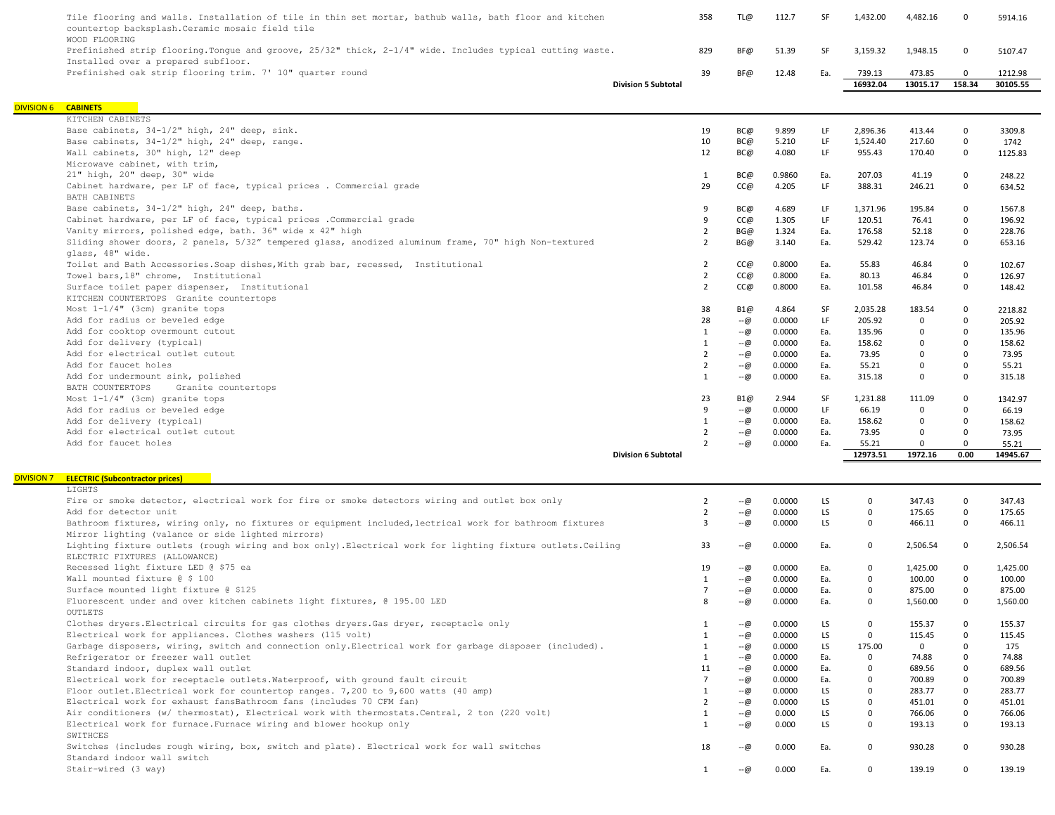| | Description | Qty | Crew | Hours | Unit | Material | Labor | Equipment | Total |
|---|---|---|---|---|---|---|---|---|---|
| | Tile flooring and walls. Installation of tile in thin set mortar, bathub walls, bath floor and kitchen countertop backsplash.Ceramic mosaic field tile | 358 | TL@ | 112.7 | SF | 1,432.00 | 4,482.16 | 0 | 5914.16 |
| | WOOD FLOORING | | | | | | | | |
| | Prefinished strip flooring.Tongue and groove, 25/32" thick, 2-1/4" wide. Includes typical cutting waste. Installed over a prepared subfloor. | 829 | BF@ | 51.39 | SF | 3,159.32 | 1,948.15 | 0 | 5107.47 |
| | Prefinished oak strip flooring trim. 7' 10" quarter round | 39 | BF@ | 12.48 | Ea. | 739.13 | 473.85 | 0 | 1212.98 |
| | **Division 5 Subtotal** | | | | | **16932.04** | **13015.17** | **158.34** | **30105.55** |
| DIVISION 6 | **CABINETS** | | | | | | | | |
| | KITCHEN CABINETS | | | | | | | | |
| | Base cabinets, 34-1/2" high, 24" deep, sink. | 19 | BC@ | 9.899 | LF | 2,896.36 | 413.44 | 0 | 3309.8 |
| | Base cabinets, 34-1/2" high, 24" deep, range. | 10 | BC@ | 5.210 | LF | 1,524.40 | 217.60 | 0 | 1742 |
| | Wall cabinets, 30" high, 12" deep | 12 | BC@ | 4.080 | LF | 955.43 | 170.40 | 0 | 1125.83 |
| | Microwave cabinet, with trim, 21" high, 20" deep, 30" wide | 1 | BC@ | 0.9860 | Ea. | 207.03 | 41.19 | 0 | 248.22 |
| | Cabinet hardware, per LF of face, typical prices . Commercial grade | 29 | CC@ | 4.205 | LF | 388.31 | 246.21 | 0 | 634.52 |
| | BATH CABINETS | | | | | | | | |
| | Base cabinets, 34-1/2" high, 24" deep, baths. | 9 | BC@ | 4.689 | LF | 1,371.96 | 195.84 | 0 | 1567.8 |
| | Cabinet hardware, per LF of face, typical prices .Commercial grade | 9 | CC@ | 1.305 | LF | 120.51 | 76.41 | 0 | 196.92 |
| | Vanity mirrors, polished edge, bath. 36" wide x 42" high | 2 | BG@ | 1.324 | Ea. | 176.58 | 52.18 | 0 | 228.76 |
| | Sliding shower doors, 2 panels, 5/32" tempered glass, anodized aluminum frame, 70" high Non-textured glass, 48" wide. | 2 | BG@ | 3.140 | Ea. | 529.42 | 123.74 | 0 | 653.16 |
| | Toilet and Bath Accessories.Soap dishes,With grab bar, recessed, Institutional | 2 | CC@ | 0.8000 | Ea. | 55.83 | 46.84 | 0 | 102.67 |
| | Towel bars,18" chrome, Institutional | 2 | CC@ | 0.8000 | Ea. | 80.13 | 46.84 | 0 | 126.97 |
| | Surface toilet paper dispenser, Institutional | 2 | CC@ | 0.8000 | Ea. | 101.58 | 46.84 | 0 | 148.42 |
| | KITCHEN COUNTERTOPS Granite countertops | | | | | | | | |
| | Most 1-1/4" (3cm) granite tops | 38 | B1@ | 4.864 | SF | 2,035.28 | 183.54 | 0 | 2218.82 |
| | Add for radius or beveled edge | 28 | --@ | 0.0000 | LF | 205.92 | 0 | 0 | 205.92 |
| | Add for cooktop overmount cutout | 1 | --@ | 0.0000 | Ea. | 135.96 | 0 | 0 | 135.96 |
| | Add for delivery (typical) | 1 | --@ | 0.0000 | Ea. | 158.62 | 0 | 0 | 158.62 |
| | Add for electrical outlet cutout | 2 | --@ | 0.0000 | Ea. | 73.95 | 0 | 0 | 73.95 |
| | Add for faucet holes | 2 | --@ | 0.0000 | Ea. | 55.21 | 0 | 0 | 55.21 |
| | Add for undermount sink, polished | 1 | --@ | 0.0000 | Ea. | 315.18 | 0 | 0 | 315.18 |
| | BATH COUNTERTOPS Granite countertops | | | | | | | | |
| | Most 1-1/4" (3cm) granite tops | 23 | B1@ | 2.944 | SF | 1,231.88 | 111.09 | 0 | 1342.97 |
| | Add for radius or beveled edge | 9 | --@ | 0.0000 | LF | 66.19 | 0 | 0 | 66.19 |
| | Add for delivery (typical) | 1 | --@ | 0.0000 | Ea. | 158.62 | 0 | 0 | 158.62 |
| | Add for electrical outlet cutout | 2 | --@ | 0.0000 | Ea. | 73.95 | 0 | 0 | 73.95 |
| | Add for faucet holes | 2 | --@ | 0.0000 | Ea. | 55.21 | 0 | 0 | 55.21 |
| | **Division 6 Subtotal** | | | | | **12973.51** | **1972.16** | **0.00** | **14945.67** |
| DIVISION 7 | **ELECTRIC (Subcontractor prices)** | | | | | | | | |
| | LIGHTS | | | | | | | | |
| | Fire or smoke detector, electrical work for fire or smoke detectors wiring and outlet box only | 2 | --@ | 0.0000 | LS | 0 | 347.43 | 0 | 347.43 |
| | Add for detector unit | 2 | --@ | 0.0000 | LS | 0 | 175.65 | 0 | 175.65 |
| | Bathroom fixtures, wiring only, no fixtures or equipment included,lectrical work for bathroom fixtures Mirror lighting (valance or side lighted mirrors) | 3 | --@ | 0.0000 | LS | 0 | 466.11 | 0 | 466.11 |
| | Lighting fixture outlets (rough wiring and box only).Electrical work for lighting fixture outlets.Ceiling | 33 | --@ | 0.0000 | Ea. | 0 | 2,506.54 | 0 | 2,506.54 |
| | ELECTRIC FIXTURES (ALLOWANCE) | | | | | | | | |
| | Recessed light fixture LED @ $75 ea | 19 | --@ | 0.0000 | Ea. | 0 | 1,425.00 | 0 | 1,425.00 |
| | Wall mounted fixture @ $ 100 | 1 | --@ | 0.0000 | Ea. | 0 | 100.00 | 0 | 100.00 |
| | Surface mounted light fixture @ $125 | 7 | --@ | 0.0000 | Ea. | 0 | 875.00 | 0 | 875.00 |
| | Fluorescent under and over kitchen cabinets light fixtures, @ 195.00 LED | 8 | --@ | 0.0000 | Ea. | 0 | 1,560.00 | 0 | 1,560.00 |
| | OUTLETS | | | | | | | | |
| | Clothes dryers.Electrical circuits for gas clothes dryers.Gas dryer, receptacle only | 1 | --@ | 0.0000 | LS | 0 | 155.37 | 0 | 155.37 |
| | Electrical work for appliances. Clothes washers (115 volt) | 1 | --@ | 0.0000 | LS | 0 | 115.45 | 0 | 115.45 |
| | Garbage disposers, wiring, switch and connection only.Electrical work for garbage disposer (included). | 1 | --@ | 0.0000 | LS | 175.00 | 0 | 0 | 175 |
| | Refrigerator or freezer wall outlet | 1 | --@ | 0.0000 | Ea. | 0 | 74.88 | 0 | 74.88 |
| | Standard indoor, duplex wall outlet | 11 | --@ | 0.0000 | Ea. | 0 | 689.56 | 0 | 689.56 |
| | Electrical work for receptacle outlets.Waterproof, with ground fault circuit | 7 | --@ | 0.0000 | Ea. | 0 | 700.89 | 0 | 700.89 |
| | Floor outlet.Electrical work for countertop ranges. 7,200 to 9,600 watts (40 amp) | 1 | --@ | 0.0000 | LS | 0 | 283.77 | 0 | 283.77 |
| | Electrical work for exhaust fansBathroom fans (includes 70 CFM fan) | 2 | --@ | 0.0000 | LS | 0 | 451.01 | 0 | 451.01 |
| | Air conditioners (w/ thermostat), Electrical work with thermostats.Central, 2 ton (220 volt) | 1 | --@ | 0.000 | LS | 0 | 766.06 | 0 | 766.06 |
| | Electrical work for furnace.Furnace wiring and blower hookup only | 1 | --@ | 0.000 | LS | 0 | 193.13 | 0 | 193.13 |
| | SWITHCES | | | | | | | | |
| | Switches (includes rough wiring, box, switch and plate). Electrical work for wall switches Standard indoor wall switch | 18 | --@ | 0.000 | Ea. | 0 | 930.28 | 0 | 930.28 |
| | Stair-wired (3 way) | 1 | --@ | 0.000 | Ea. | 0 | 139.19 | 0 | 139.19 |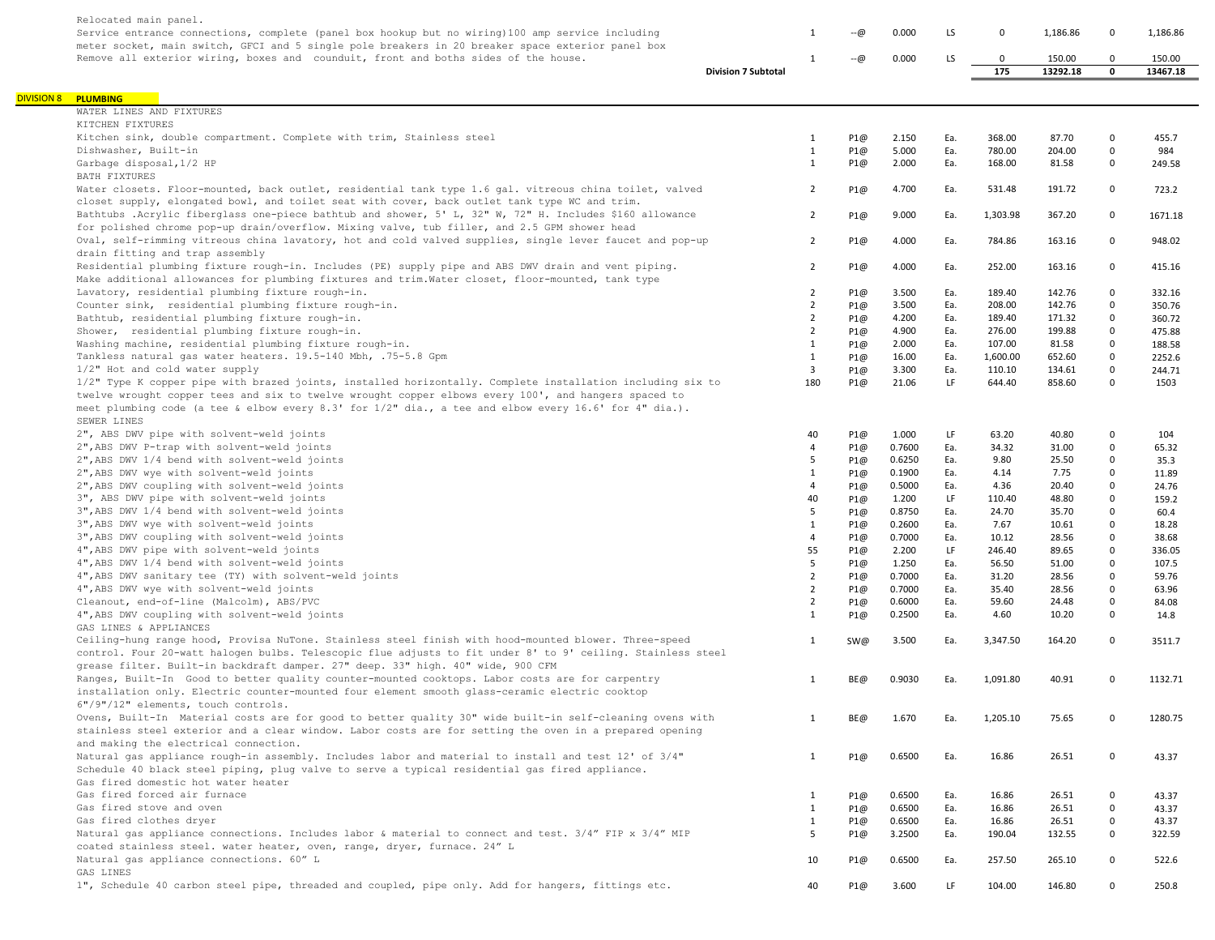| | Description | Qty | Crew | Hours | Unit | Material | Labor | Equip | Total |
|---|---|---|---|---|---|---|---|---|---|
| | Relocated main panel. | | | | | | | | |
| | Service entrance connections, complete (panel box hookup but no wiring)100 amp service including meter socket, main switch, GFCI and 5 single pole breakers in 20 breaker space exterior panel box | 1 | --@ | 0.000 | LS | 0 | 1,186.86 | 0 | 1,186.86 |
| | Remove all exterior wiring, boxes and counduit, front and boths sides of the house. | 1 | --@ | 0.000 | LS | 0 | 150.00 | 0 | 150.00 |
| | **Division 7 Subtotal** | | | | | **175** | **13292.18** | **0** | **13467.18** |
| DIVISION 8 | **PLUMBING** | | | | | | | | |
| | WATER LINES AND FIXTURES | | | | | | | | |
| | KITCHEN FIXTURES | | | | | | | | |
| | Kitchen sink, double compartment. Complete with trim, Stainless steel | 1 | P1@ | 2.150 | Ea. | 368.00 | 87.70 | 0 | 455.7 |
| | Dishwasher, Built-in | 1 | P1@ | 5.000 | Ea. | 780.00 | 204.00 | 0 | 984 |
| | Garbage disposal,1/2 HP | 1 | P1@ | 2.000 | Ea. | 168.00 | 81.58 | 0 | 249.58 |
| | BATH FIXTURES | | | | | | | | |
| | Water closets. Floor-mounted, back outlet, residential tank type 1.6 gal. vitreous china toilet, valved closet supply, elongated bowl, and toilet seat with cover, back outlet tank type WC and trim. | 2 | P1@ | 4.700 | Ea. | 531.48 | 191.72 | 0 | 723.2 |
| | Bathtubs .Acrylic fiberglass one-piece bathtub and shower, 5' L, 32" W, 72" H. Includes $160 allowance for polished chrome pop-up drain/overflow. Mixing valve, tub filler, and 2.5 GPM shower head | 2 | P1@ | 9.000 | Ea. | 1,303.98 | 367.20 | 0 | 1671.18 |
| | Oval, self-rimming vitreous china lavatory, hot and cold valved supplies, single lever faucet and pop-up drain fitting and trap assembly | 2 | P1@ | 4.000 | Ea. | 784.86 | 163.16 | 0 | 948.02 |
| | Residential plumbing fixture rough-in. Includes (PE) supply pipe and ABS DWV drain and vent piping. Make additional allowances for plumbing fixtures and trim.Water closet, floor-mounted, tank type | 2 | P1@ | 4.000 | Ea. | 252.00 | 163.16 | 0 | 415.16 |
| | Lavatory, residential plumbing fixture rough-in. | 2 | P1@ | 3.500 | Ea. | 189.40 | 142.76 | 0 | 332.16 |
| | Counter sink, residential plumbing fixture rough-in. | 2 | P1@ | 3.500 | Ea. | 208.00 | 142.76 | 0 | 350.76 |
| | Bathtub, residential plumbing fixture rough-in. | 2 | P1@ | 4.200 | Ea. | 189.40 | 171.32 | 0 | 360.72 |
| | Shower, residential plumbing fixture rough-in. | 2 | P1@ | 4.900 | Ea. | 276.00 | 199.88 | 0 | 475.88 |
| | Washing machine, residential plumbing fixture rough-in. | 1 | P1@ | 2.000 | Ea. | 107.00 | 81.58 | 0 | 188.58 |
| | Tankless natural gas water heaters. 19.5-140 Mbh, .75-5.8 Gpm | 1 | P1@ | 16.00 | Ea. | 1,600.00 | 652.60 | 0 | 2252.6 |
| | 1/2" Hot and cold water supply | 3 | P1@ | 3.300 | Ea. | 110.10 | 134.61 | 0 | 244.71 |
| | 1/2" Type K copper pipe with brazed joints, installed horizontally. Complete installation including six to twelve wrought copper tees and six to twelve wrought copper elbows every 100', and hangers spaced to meet plumbing code (a tee & elbow every 8.3' for 1/2" dia., a tee and elbow every 16.6' for 4" dia.). | 180 | P1@ | 21.06 | LF | 644.40 | 858.60 | 0 | 1503 |
| | SEWER LINES | | | | | | | | |
| | 2", ABS DWV pipe with solvent-weld joints | 40 | P1@ | 1.000 | LF | 63.20 | 40.80 | 0 | 104 |
| | 2",ABS DWV P-trap with solvent-weld joints | 4 | P1@ | 0.7600 | Ea. | 34.32 | 31.00 | 0 | 65.32 |
| | 2",ABS DWV 1/4 bend with solvent-weld joints | 5 | P1@ | 0.6250 | Ea. | 9.80 | 25.50 | 0 | 35.3 |
| | 2",ABS DWV wye with solvent-weld joints | 1 | P1@ | 0.1900 | Ea. | 4.14 | 7.75 | 0 | 11.89 |
| | 2",ABS DWV coupling with solvent-weld joints | 4 | P1@ | 0.5000 | Ea. | 4.36 | 20.40 | 0 | 24.76 |
| | 3", ABS DWV pipe with solvent-weld joints | 40 | P1@ | 1.200 | LF | 110.40 | 48.80 | 0 | 159.2 |
| | 3",ABS DWV 1/4 bend with solvent-weld joints | 5 | P1@ | 0.8750 | Ea. | 24.70 | 35.70 | 0 | 60.4 |
| | 3",ABS DWV wye with solvent-weld joints | 1 | P1@ | 0.2600 | Ea. | 7.67 | 10.61 | 0 | 18.28 |
| | 3",ABS DWV coupling with solvent-weld joints | 4 | P1@ | 0.7000 | Ea. | 10.12 | 28.56 | 0 | 38.68 |
| | 4",ABS DWV pipe with solvent-weld joints | 55 | P1@ | 2.200 | LF | 246.40 | 89.65 | 0 | 336.05 |
| | 4",ABS DWV 1/4 bend with solvent-weld joints | 5 | P1@ | 1.250 | Ea. | 56.50 | 51.00 | 0 | 107.5 |
| | 4",ABS DWV sanitary tee (TY) with solvent-weld joints | 2 | P1@ | 0.7000 | Ea. | 31.20 | 28.56 | 0 | 59.76 |
| | 4",ABS DWV wye with solvent-weld joints | 2 | P1@ | 0.7000 | Ea. | 35.40 | 28.56 | 0 | 63.96 |
| | Cleanout, end-of-line (Malcolm), ABS/PVC | 2 | P1@ | 0.6000 | Ea. | 59.60 | 24.48 | 0 | 84.08 |
| | 4",ABS DWV coupling with solvent-weld joints | 1 | P1@ | 0.2500 | Ea. | 4.60 | 10.20 | 0 | 14.8 |
| | GAS LINES & APPLIANCES | | | | | | | | |
| | Ceiling-hung range hood, Provisa NuTone. Stainless steel finish with hood-mounted blower. Three-speed control. Four 20-watt halogen bulbs. Telescopic flue adjusts to fit under 8' to 9' ceiling. Stainless steel grease filter. Built-in backdraft damper. 27" deep. 33" high. 40" wide, 900 CFM | 1 | SW@ | 3.500 | Ea. | 3,347.50 | 164.20 | 0 | 3511.7 |
| | Ranges, Built-In Good to better quality counter-mounted cooktops. Labor costs are for carpentry installation only. Electric counter-mounted four element smooth glass-ceramic electric cooktop 6"/9"/12" elements, touch controls. | 1 | BE@ | 0.9030 | Ea. | 1,091.80 | 40.91 | 0 | 1132.71 |
| | Ovens, Built-In Material costs are for good to better quality 30" wide built-in self-cleaning ovens with stainless steel exterior and a clear window. Labor costs are for setting the oven in a prepared opening and making the electrical connection. | 1 | BE@ | 1.670 | Ea. | 1,205.10 | 75.65 | 0 | 1280.75 |
| | Natural gas appliance rough-in assembly. Includes labor and material to install and test 12' of 3/4" Schedule 40 black steel piping, plug valve to serve a typical residential gas fired appliance. | 1 | P1@ | 0.6500 | Ea. | 16.86 | 26.51 | 0 | 43.37 |
| | Gas fired domestic hot water heater | | | | | | | | |
| | Gas fired forced air furnace | 1 | P1@ | 0.6500 | Ea. | 16.86 | 26.51 | 0 | 43.37 |
| | Gas fired stove and oven | 1 | P1@ | 0.6500 | Ea. | 16.86 | 26.51 | 0 | 43.37 |
| | Gas fired clothes dryer | 1 | P1@ | 0.6500 | Ea. | 16.86 | 26.51 | 0 | 43.37 |
| | Natural gas appliance connections. Includes labor & material to connect and test. 3/4" FIP x 3/4" MIP coated stainless steel. water heater, oven, range, dryer, furnace. 24" L | 5 | P1@ | 3.2500 | Ea. | 190.04 | 132.55 | 0 | 322.59 |
| | Natural gas appliance connections. 60" L | 10 | P1@ | 0.6500 | Ea. | 257.50 | 265.10 | 0 | 522.6 |
| | GAS LINES | | | | | | | | |
| | 1", Schedule 40 carbon steel pipe, threaded and coupled, pipe only. Add for hangers, fittings etc. | 40 | P1@ | 3.600 | LF | 104.00 | 146.80 | 0 | 250.8 |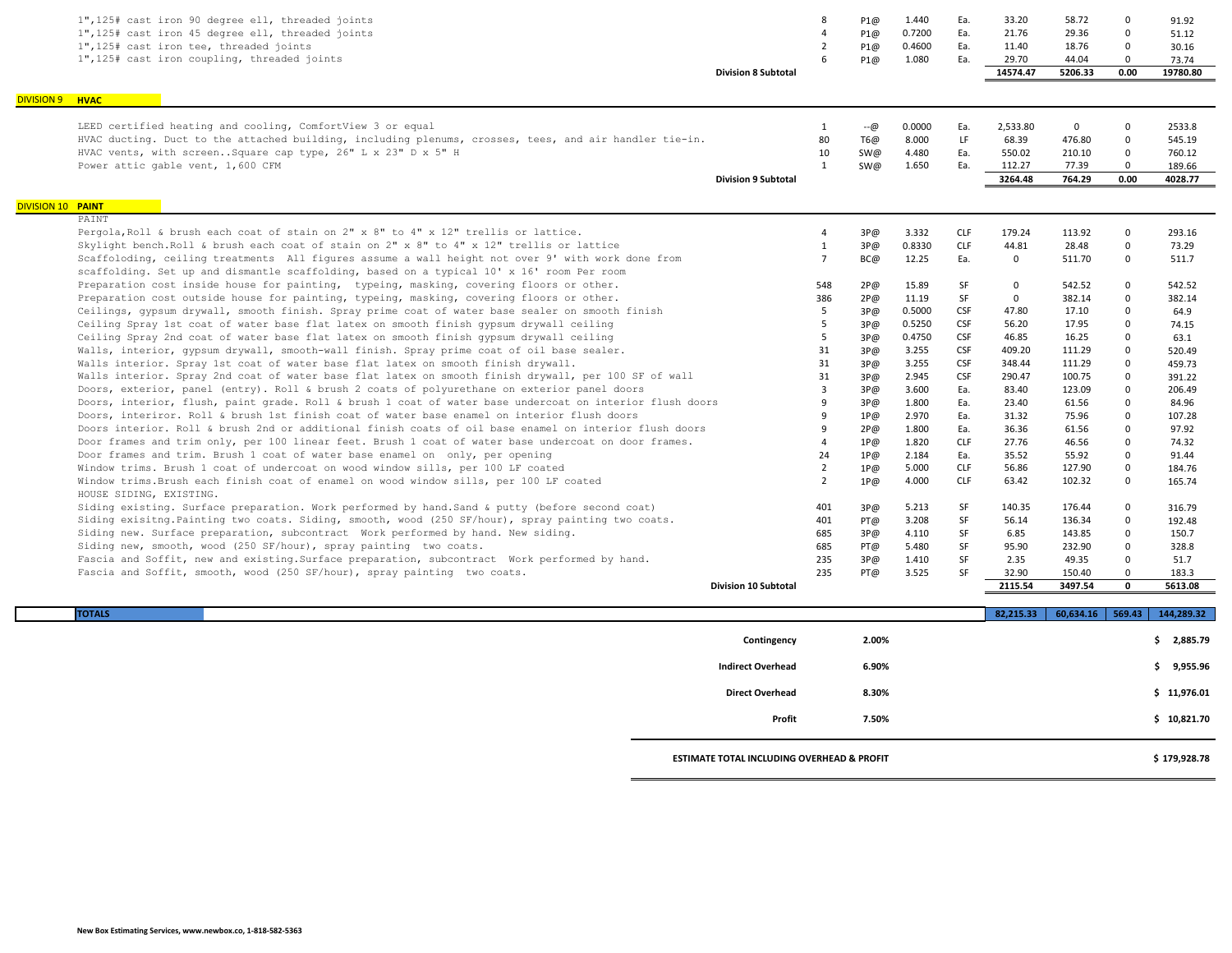| | | | | | | | | | |
|---|---|---|---|---|---|---|---|---|---|
| 1",125# cast iron 90 degree ell, threaded joints | 8 | P1@ | 1.440 | Ea. | 33.20 | 58.72 | 0 | 91.92 |
| 1",125# cast iron 45 degree ell, threaded joints | 4 | P1@ | 0.7200 | Ea. | 21.76 | 29.36 | 0 | 51.12 |
| 1",125# cast iron tee, threaded joints | 2 | P1@ | 0.4600 | Ea. | 11.40 | 18.76 | 0 | 30.16 |
| 1",125# cast iron coupling, threaded joints | 6 | P1@ | 1.080 | Ea. | 29.70 | 44.04 | 0 | 73.74 |
| **Division 8 Subtotal** | | | | | **14574.47** | **5206.33** | **0.00** | **19780.80** |

## DIVISION 9 HVAC

| | | | | | | | | |
|---|---|---|---|---|---|---|---|---|
| LEED certified heating and cooling, ComfortView 3 or equal | 1 | --@ | 0.0000 | Ea. | 2,533.80 | 0 | 0 | 2533.8 |
| HVAC ducting. Duct to the attached building, including plenums, crosses, tees, and air handler tie-in. | 80 | T6@ | 8.000 | LF | 68.39 | 476.80 | 0 | 545.19 |
| HVAC vents, with screen..Square cap type, 26" L x 23" D x 5" H | 10 | SW@ | 4.480 | Ea. | 550.02 | 210.10 | 0 | 760.12 |
| Power attic gable vent, 1,600 CFM | 1 | SW@ | 1.650 | Ea. | 112.27 | 77.39 | 0 | 189.66 |
| **Division 9 Subtotal** | | | | | **3264.48** | **764.29** | **0.00** | **4028.77** |

## DIVISION 10 PAINT

| | | | | | | | | |
|---|---|---|---|---|---|---|---|---|
| PAINT | | | | | | | | |
| Pergola,Roll & brush each coat of stain on 2" x 8" to 4" x 12" trellis or lattice. | 4 | 3P@ | 3.332 | CLF | 179.24 | 113.92 | 0 | 293.16 |
| Skylight bench.Roll & brush each coat of stain on 2" x 8" to 4" x 12" trellis or lattice | 1 | 3P@ | 0.8330 | CLF | 44.81 | 28.48 | 0 | 73.29 |
| Scaffoloding, ceiling treatments All figures assume a wall height not over 9' with work done from scaffolding. Set up and dismantle scaffolding, based on a typical 10' x 16' room Per room | 7 | BC@ | 12.25 | Ea. | 0 | 511.70 | 0 | 511.7 |
| Preparation cost inside house for painting, typeing, masking, covering floors or other. | 548 | 2P@ | 15.89 | SF | 0 | 542.52 | 0 | 542.52 |
| Preparation cost outside house for painting, typeing, masking, covering floors or other. | 386 | 2P@ | 11.19 | SF | 0 | 382.14 | 0 | 382.14 |
| Ceilings, gypsum drywall, smooth finish. Spray prime coat of water base sealer on smooth finish | 5 | 3P@ | 0.5000 | CSF | 47.80 | 17.10 | 0 | 64.9 |
| Ceiling Spray 1st coat of water base flat latex on smooth finish gypsum drywall ceiling | 5 | 3P@ | 0.5250 | CSF | 56.20 | 17.95 | 0 | 74.15 |
| Ceiling Spray 2nd coat of water base flat latex on smooth finish gypsum drywall ceiling | 5 | 3P@ | 0.4750 | CSF | 46.85 | 16.25 | 0 | 63.1 |
| Walls, interior, gypsum drywall, smooth-wall finish. Spray prime coat of oil base sealer. | 31 | 3P@ | 3.255 | CSF | 409.20 | 111.29 | 0 | 520.49 |
| Walls interior. Spray 1st coat of water base flat latex on smooth finish drywall. | 31 | 3P@ | 3.255 | CSF | 348.44 | 111.29 | 0 | 459.73 |
| Walls interior. Spray 2nd coat of water base flat latex on smooth finish drywall, per 100 SF of wall | 31 | 3P@ | 2.945 | CSF | 290.47 | 100.75 | 0 | 391.22 |
| Doors, exterior, panel (entry). Roll & brush 2 coats of polyurethane on exterior panel doors | 3 | 3P@ | 3.600 | Ea. | 83.40 | 123.09 | 0 | 206.49 |
| Doors, interior, flush, paint grade. Roll & brush 1 coat of water base undercoat on interior flush doors | 9 | 3P@ | 1.800 | Ea. | 23.40 | 61.56 | 0 | 84.96 |
| Doors, interiror. Roll & brush 1st finish coat of water base enamel on interior flush doors | 9 | 1P@ | 2.970 | Ea. | 31.32 | 75.96 | 0 | 107.28 |
| Doors interior. Roll & brush 2nd or additional finish coats of oil base enamel on interior flush doors | 9 | 2P@ | 1.800 | Ea. | 36.36 | 61.56 | 0 | 97.92 |
| Door frames and trim only, per 100 linear feet. Brush 1 coat of water base undercoat on door frames. | 4 | 1P@ | 1.820 | CLF | 27.76 | 46.56 | 0 | 74.32 |
| Door frames and trim. Brush 1 coat of water base enamel on only, per opening | 24 | 1P@ | 2.184 | Ea. | 35.52 | 55.92 | 0 | 91.44 |
| Window trims. Brush 1 coat of undercoat on wood window sills, per 100 LF coated | 2 | 1P@ | 5.000 | CLF | 56.86 | 127.90 | 0 | 184.76 |
| Window trims.Brush each finish coat of enamel on wood window sills, per 100 LF coated | 2 | 1P@ | 4.000 | CLF | 63.42 | 102.32 | 0 | 165.74 |
| HOUSE SIDING, EXISTING. | | | | | | | | |
| Siding existing. Surface preparation. Work performed by hand.Sand & putty (before second coat) | 401 | 3P@ | 5.213 | SF | 140.35 | 176.44 | 0 | 316.79 |
| Siding exisitng.Painting two coats. Siding, smooth, wood (250 SF/hour), spray painting two coats. | 401 | PT@ | 3.208 | SF | 56.14 | 136.34 | 0 | 192.48 |
| Siding new. Surface preparation, subcontract Work performed by hand. New siding. | 685 | 3P@ | 4.110 | SF | 6.85 | 143.85 | 0 | 150.7 |
| Siding new, smooth, wood (250 SF/hour), spray painting two coats. | 685 | PT@ | 5.480 | SF | 95.90 | 232.90 | 0 | 328.8 |
| Fascia and Soffit, new and existing.Surface preparation, subcontract Work performed by hand. | 235 | 3P@ | 1.410 | SF | 2.35 | 49.35 | 0 | 51.7 |
| Fascia and Soffit, smooth, wood (250 SF/hour), spray painting two coats. | 235 | PT@ | 3.525 | SF | 32.90 | 150.40 | 0 | 183.3 |
| **Division 10 Subtotal** | | | | | **2115.54** | **3497.54** | **0** | **5613.08** |

| | | | | |
|---|---|---|---|---|
| **TOTALS** | **82,215.33** | **60,634.16** | **569.43** | **144,289.32** |

| | | |
|---|---|---|
| **Contingency** | **2.00%** | **$ 2,885.79** |
| **Indirect Overhead** | **6.90%** | **$ 9,955.96** |
| **Direct Overhead** | **8.30%** | **$ 11,976.01** |
| **Profit** | **7.50%** | **$ 10,821.70** |
| **ESTIMATE TOTAL INCLUDING OVERHEAD & PROFIT** | | **$ 179,928.78** |

New Box Estimating Services, www.newbox.co, 1-818-582-5363